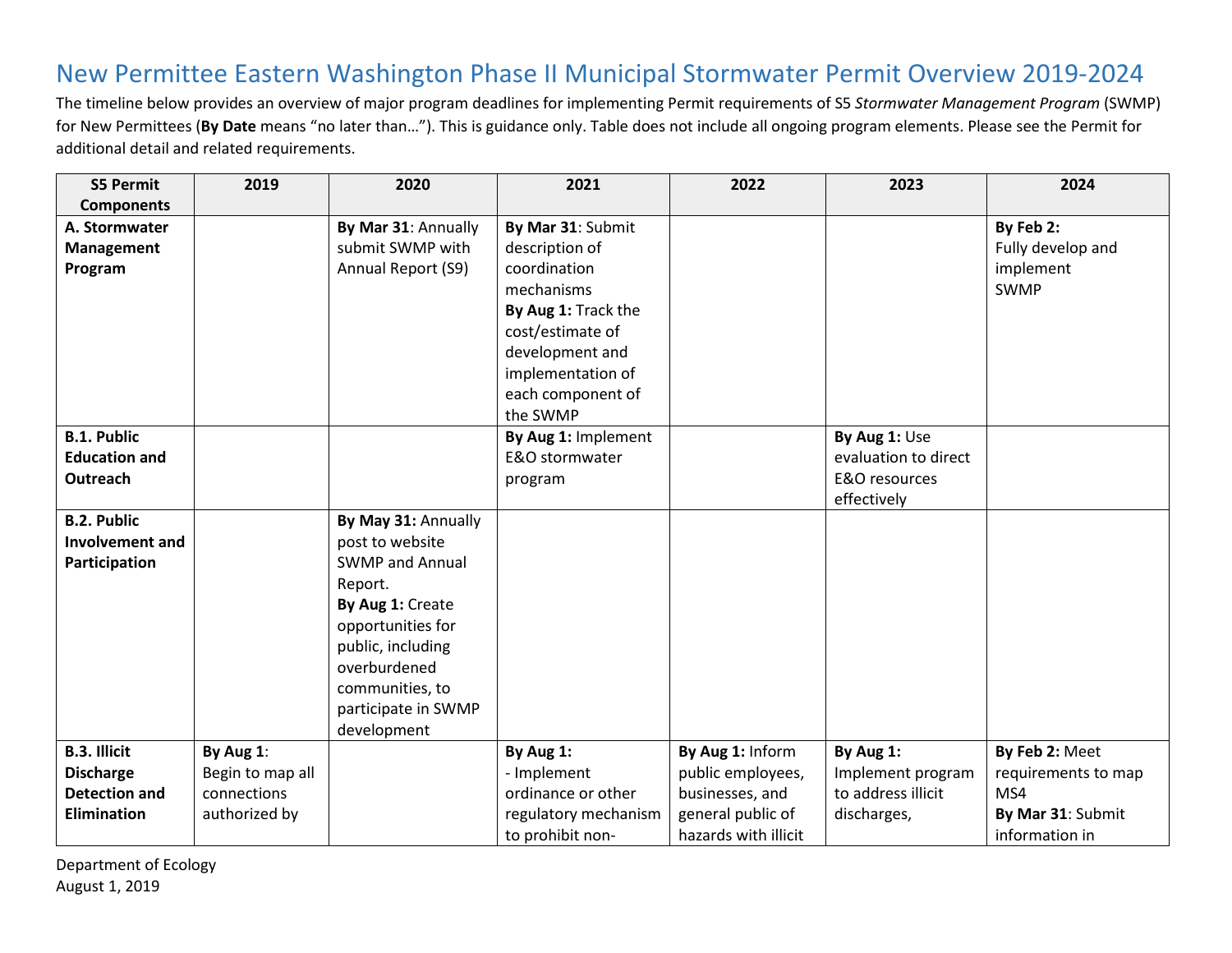# New Permittee Eastern Washington Phase II Municipal Stormwater Permit Overview 2019-2024

The timeline below provides an overview of major program deadlines for implementing Permit requirements of S5 *Stormwater Management Program* (SWMP) for New Permittees (**By Date** means "no later than…"). This is guidance only. Table does not include all ongoing program elements. Please see the Permit for additional detail and related requirements.

| S5 Permit Components | 2019 | 2020 | 2021 | 2022 | 2023 | 2024 |
|---|---|---|---|---|---|---|
| **A. Stormwater Management Program** | | **By Mar 31**: Annually submit SWMP with Annual Report (S9) | **By Mar 31**: Submit description of coordination mechanisms **By Aug 1:** Track the cost/estimate of development and implementation of each component of the SWMP | | | **By Feb 2:** Fully develop and implement SWMP |
| **B.1. Public Education and Outreach** | | | **By Aug 1:** Implement E&O stormwater program | | **By Aug 1:** Use evaluation to direct E&O resources effectively | |
| **B.2. Public Involvement and Participation** | | **By May 31:** Annually post to website SWMP and Annual Report. **By Aug 1:** Create opportunities for public, including overburdened communities, to participate in SWMP development | | | | |
| **B.3. Illicit Discharge Detection and Elimination** | **By Aug 1**: Begin to map all connections authorized by | | **By Aug 1:** - Implement ordinance or other regulatory mechanism to prohibit non- | **By Aug 1:** Inform public employees, businesses, and general public of hazards with illicit | **By Aug 1:** Implement program to address illicit discharges, | **By Feb 2:** Meet requirements to map MS4 **By Mar 31**: Submit information in |

Department of Ecology
August 1, 2019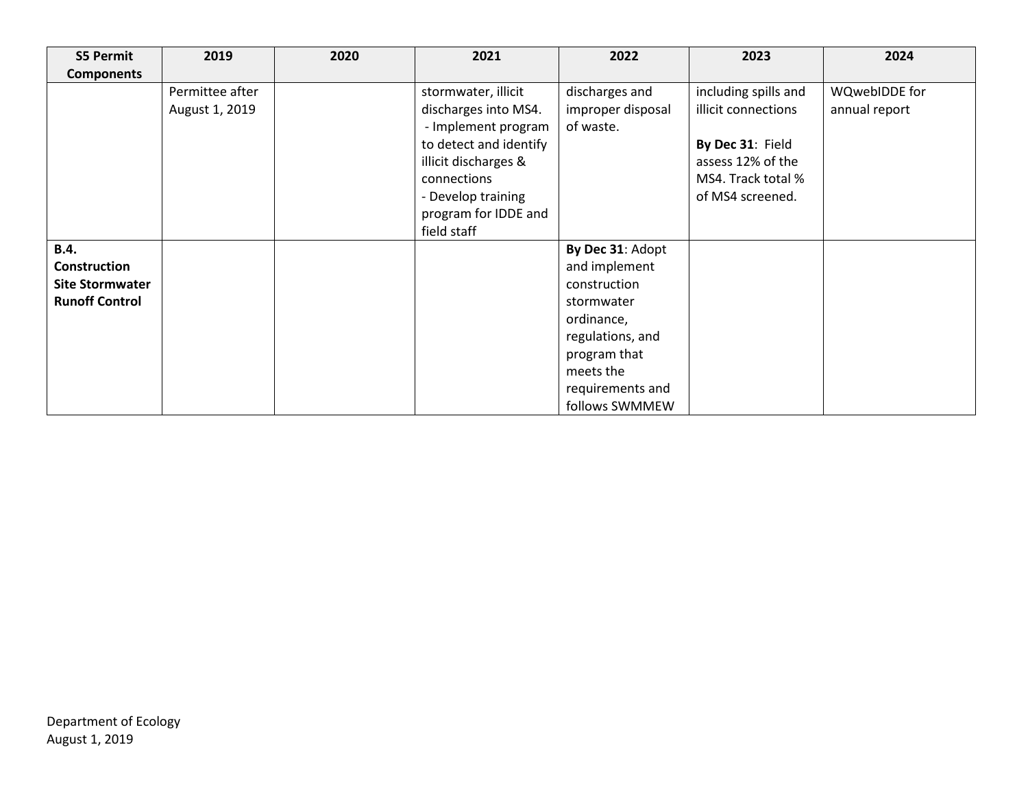| S5 Permit Components | 2019 | 2020 | 2021 | 2022 | 2023 | 2024 |
|---|---|---|---|---|---|---|
| | Permittee after August 1, 2019 | | stormwater, illicit discharges into MS4.<br>- Implement program to detect and identify illicit discharges & connections<br>- Develop training program for IDDE and field staff | discharges and improper disposal of waste. | including spills and illicit connections<br><br>**By Dec 31**: Field assess 12% of the MS4. Track total % of MS4 screened. | WQwebIDDE for annual report |
| **B.4. Construction Site Stormwater Runoff Control** | | | | **By Dec 31**: Adopt and implement construction stormwater ordinance, regulations, and program that meets the requirements and follows SWMMEW | | |

Department of Ecology
August 1, 2019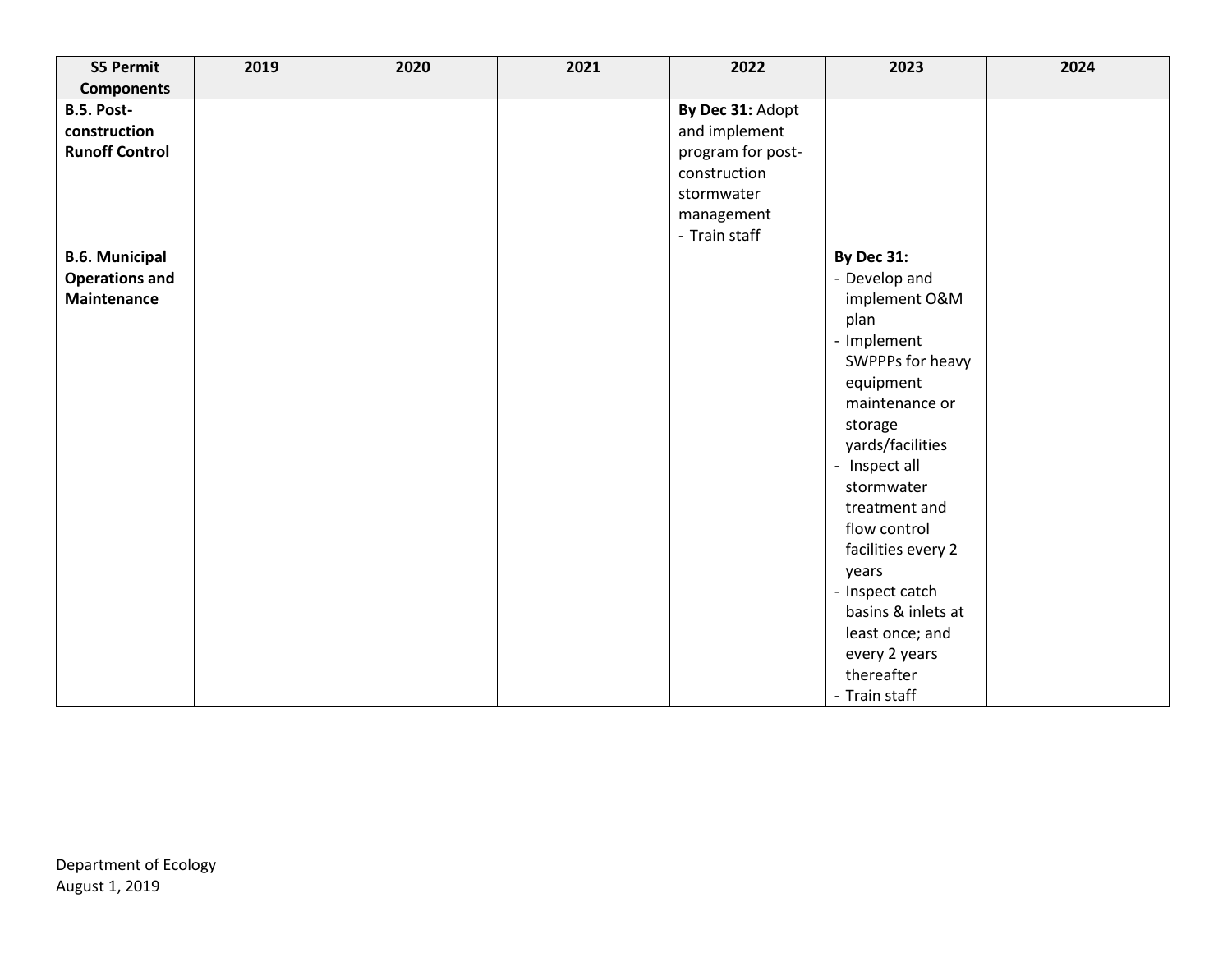| S5 Permit Components | 2019 | 2020 | 2021 | 2022 | 2023 | 2024 |
|---|---|---|---|---|---|---|
| **B.5. Post-construction Runoff Control** | | | | **By Dec 31:** Adopt and implement program for post-construction stormwater management<br>- Train staff | | |
| **B.6. Municipal Operations and Maintenance** | | | | | **By Dec 31:**<br>- Develop and implement O&M plan<br>- Implement SWPPPs for heavy equipment maintenance or storage yards/facilities<br>- Inspect all stormwater treatment and flow control facilities every 2 years<br>- Inspect catch basins & inlets at least once; and every 2 years thereafter<br>- Train staff | |

Department of Ecology
August 1, 2019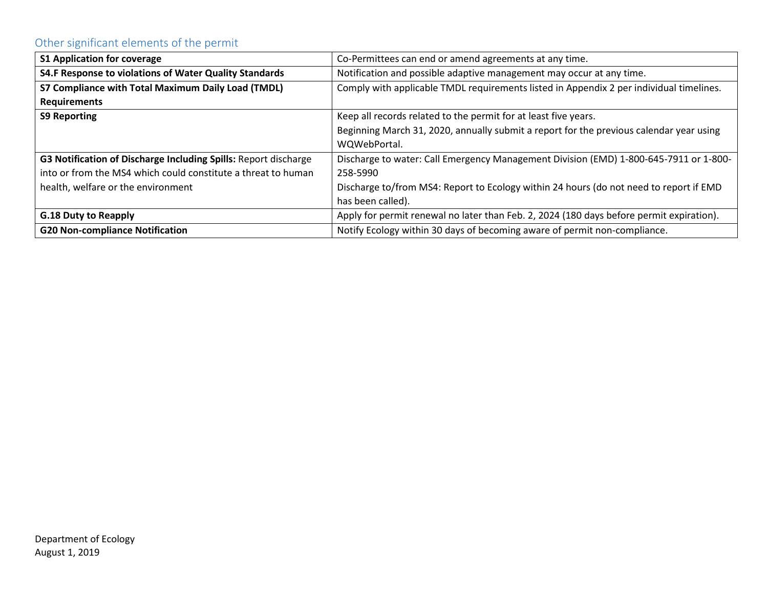## Other significant elements of the permit

| | |
|---|---|
| **S1 Application for coverage** | Co-Permittees can end or amend agreements at any time. |
| **S4.F Response to violations of Water Quality Standards** | Notification and possible adaptive management may occur at any time. |
| **S7 Compliance with Total Maximum Daily Load (TMDL) Requirements** | Comply with applicable TMDL requirements listed in Appendix 2 per individual timelines. |
| **S9 Reporting** | Keep all records related to the permit for at least five years.<br>Beginning March 31, 2020, annually submit a report for the previous calendar year using WQWebPortal. |
| **G3 Notification of Discharge Including Spills:** Report discharge into or from the MS4 which could constitute a threat to human health, welfare or the environment | Discharge to water: Call Emergency Management Division (EMD) 1-800-645-7911 or 1-800-258-5990<br>Discharge to/from MS4: Report to Ecology within 24 hours (do not need to report if EMD has been called). |
| **G.18 Duty to Reapply** | Apply for permit renewal no later than Feb. 2, 2024 (180 days before permit expiration). |
| **G20 Non-compliance Notification** | Notify Ecology within 30 days of becoming aware of permit non-compliance. |

Department of Ecology
August 1, 2019